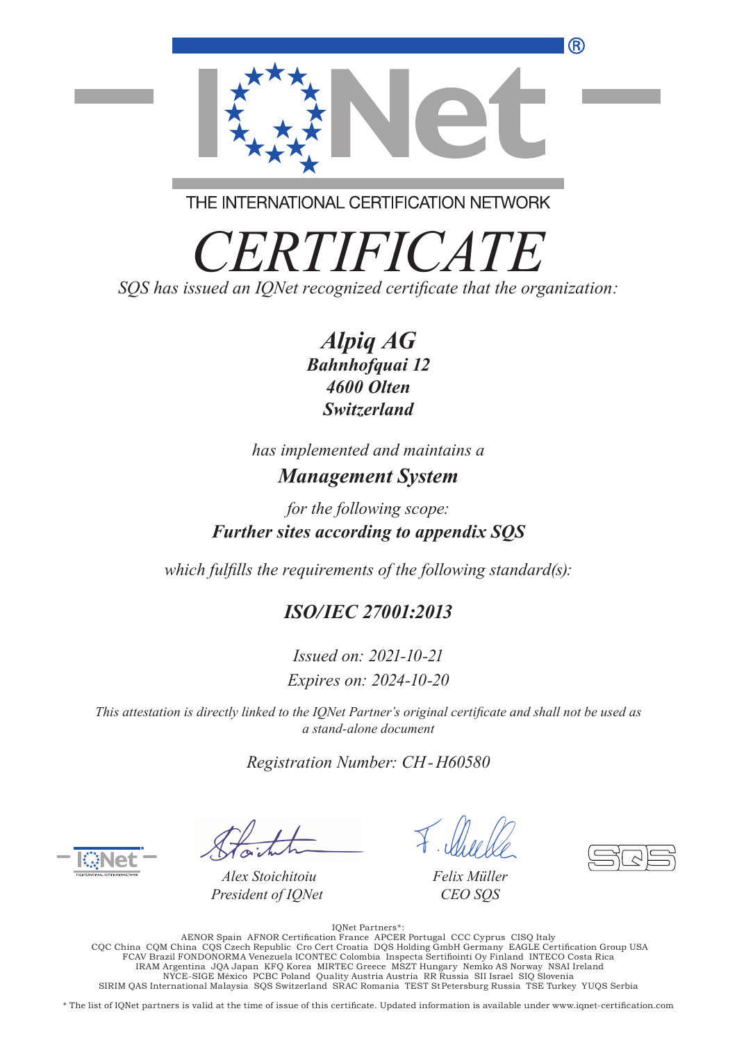THE INTERNATIONAL CERTIFICATION NETWORK

# *CERTIFICATE*

*SQS has issued an IQNet recognized certificate that the organization:*

***Alpiq AG***
***Bahnhofquai 12***
***4600 Olten***
***Switzerland***

*has implemented and maintains a*

***Management System***

*for the following scope:*

***Further sites according to appendix SQS***

*which fulfills the requirements of the following standard(s):*

## *ISO/IEC 27001:2013*

*Issued on: 2021-10-21*
*Expires on: 2024-10-20*

*This attestation is directly linked to the IQNet Partner's original certificate and shall not be used as a stand-alone document*

*Registration Number: CH-H60580*

*Alex Stoichitoiu*
*President of IQNet*

*Felix Müller*
*CEO SQS*

IQNet Partners*:
AENOR Spain AFNOR Certification France APCER Portugal CCC Cyprus CISQ Italy
CQC China CQM China CQS Czech Republic Cro Cert Croatia DQS Holding GmbH Germany EAGLE Certification Group USA
FCAV Brazil FONDONORMA Venezuela ICONTEC Colombia Inspecta Sertifiointi Oy Finland INTECO Costa Rica
IRAM Argentina JQA Japan KFQ Korea MIRTEC Greece MSZT Hungary Nemko AS Norway NSAI Ireland
NYCE-SIGE México PCBC Poland Quality Austria Austria RR Russia SII Israel SIQ Slovenia
SIRIM QAS International Malaysia SQS Switzerland SRAC Romania TEST St Petersburg Russia TSE Turkey YUQS Serbia

* The list of IQNet partners is valid at the time of issue of this certificate. Updated information is available under www.iqnet-certification.com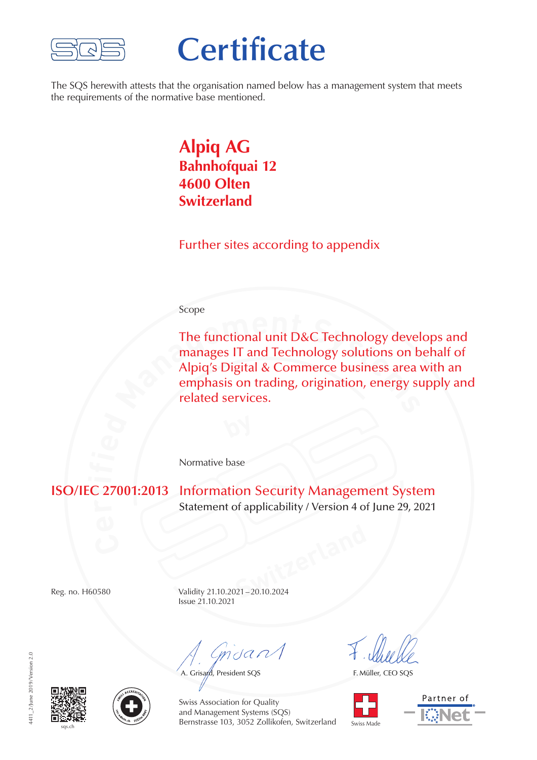# Certificate

The SQS herewith attests that the organisation named below has a management system that meets the requirements of the normative base mentioned.

**Alpiq AG**
**Bahnhofquai 12**
**4600 Olten**
**Switzerland**

Further sites according to appendix

Scope

The functional unit D&C Technology develops and manages IT and Technology solutions on behalf of Alpiq's Digital & Commerce business area with an emphasis on trading, origination, energy supply and related services.

Normative base

**ISO/IEC 27001:2013** Information Security Management System
Statement of applicability / Version 4 of June 29, 2021

Reg. no. H60580

Validity 21.10.2021 – 20.10.2024
Issue 21.10.2021

A. Grisard, President SQS

F. Müller, CEO SQS

Swiss Association for Quality
and Management Systems (SQS)
Bernstrasse 103, 3052 Zollikofen, Switzerland

sqs.ch

Swiss Made

Partner of IQNet

4411_2/June 2019/Version 2.0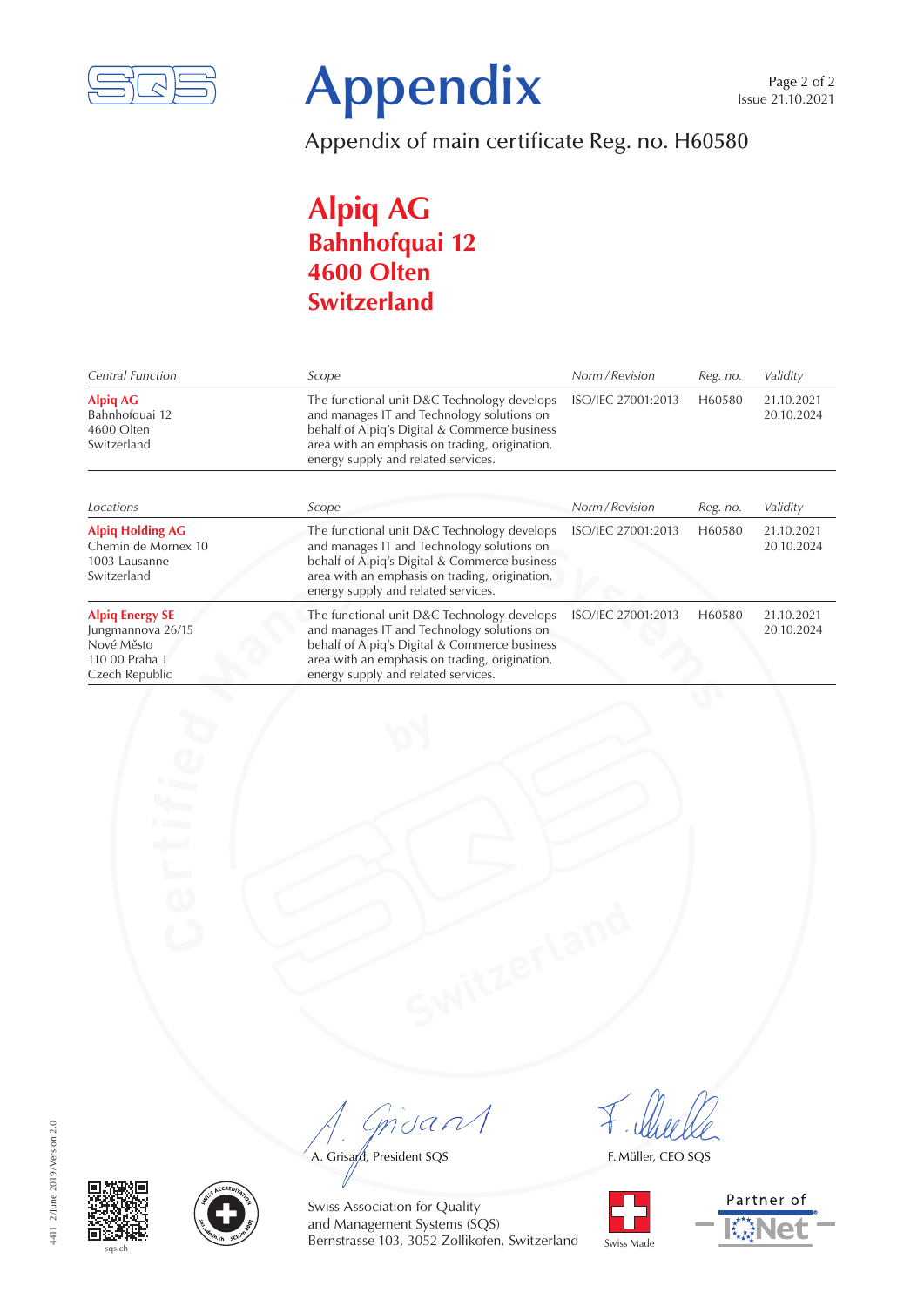# Appendix

Issue 21.10.2021

Appendix of main certificate Reg. no. H60580

## Alpiq AG
### Bahnhofquai 12
### 4600 Olten
### Switzerland

| *Central Function* | *Scope* | *Norm / Revision* | *Reg. no.* | *Validity* |
|---|---|---|---|---|
| **Alpiq AG**<br>Bahnhofquai 12<br>4600 Olten<br>Switzerland | The functional unit D&C Technology develops and manages IT and Technology solutions on behalf of Alpiq's Digital & Commerce business area with an emphasis on trading, origination, energy supply and related services. | ISO/IEC 27001:2013 | H60580 | 21.10.2021<br>20.10.2024 |

| *Locations* | *Scope* | *Norm / Revision* | *Reg. no.* | *Validity* |
|---|---|---|---|---|
| **Alpiq Holding AG**<br>Chemin de Mornex 10<br>1003 Lausanne<br>Switzerland | The functional unit D&C Technology develops and manages IT and Technology solutions on behalf of Alpiq's Digital & Commerce business area with an emphasis on trading, origination, energy supply and related services. | ISO/IEC 27001:2013 | H60580 | 21.10.2021<br>20.10.2024 |
| **Alpiq Energy SE**<br>Jungmannova 26/15<br>Nové Město<br>110 00 Praha 1<br>Czech Republic | The functional unit D&C Technology develops and manages IT and Technology solutions on behalf of Alpiq's Digital & Commerce business area with an emphasis on trading, origination, energy supply and related services. | ISO/IEC 27001:2013 | H60580 | 21.10.2021<br>20.10.2024 |

A. Grisard, President SQS

F. Müller, CEO SQS

Swiss Association for Quality
and Management Systems (SQS)
Bernstrasse 103, 3052 Zollikofen, Switzerland

Swiss Made

Partner of IQNet

sqs.ch

4411_2/June 2019/Version 2.0